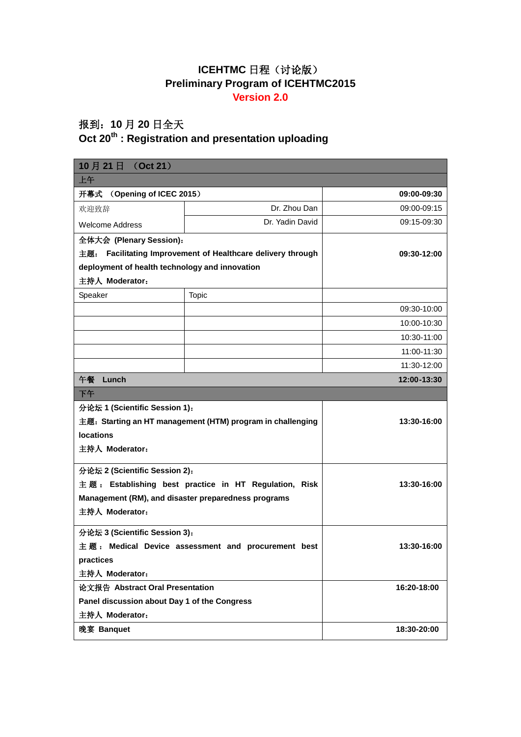# ICEHTMC 日程（讨论版）
# Preliminary Program of ICEHTMC2015
# Version 2.0

## 报到：10 月 20 日全天
## Oct 20th : Registration and presentation uploading

| **10 月 21 日 （Oct 21）** | | |
|---|---|---|
| 上午 | | |
| **开幕式 （Opening of ICEC 2015）** | | **09:00-09:30** |
| 欢迎致辞 | Dr. Zhou Dan | 09:00-09:15 |
| Welcome Address | Dr. Yadin David | 09:15-09:30 |
| **全体大会 (Plenary Session)：**<br>**主题： Facilitating Improvement of Healthcare delivery through deployment of health technology and innovation**<br>**主持人 Moderator：** | | **09:30-12:00** |
| Speaker | Topic | |
| | | 09:30-10:00 |
| | | 10:00-10:30 |
| | | 10:30-11:00 |
| | | 11:00-11:30 |
| | | 11:30-12:00 |
| **午餐 Lunch** | | **12:00-13:30** |
| 下午 | | |
| **分论坛 1 (Scientific Session 1)：**<br>**主题：Starting an HT management (HTM) program in challenging locations**<br>**主持人 Moderator：** | | **13:30-16:00** |
| **分论坛 2 (Scientific Session 2)：**<br>**主 题 ： Establishing best practice in HT Regulation, Risk Management (RM), and disaster preparedness programs**<br>**主持人 Moderator：** | | **13:30-16:00** |
| **分论坛 3 (Scientific Session 3)：**<br>**主 题 ： Medical Device assessment and procurement best practices**<br>**主持人 Moderator：** | | **13:30-16:00** |
| **论文报告 Abstract Oral Presentation**<br>**Panel discussion about Day 1 of the Congress**<br>**主持人 Moderator：** | | **16:20-18:00** |
| **晚宴 Banquet** | | **18:30-20:00** |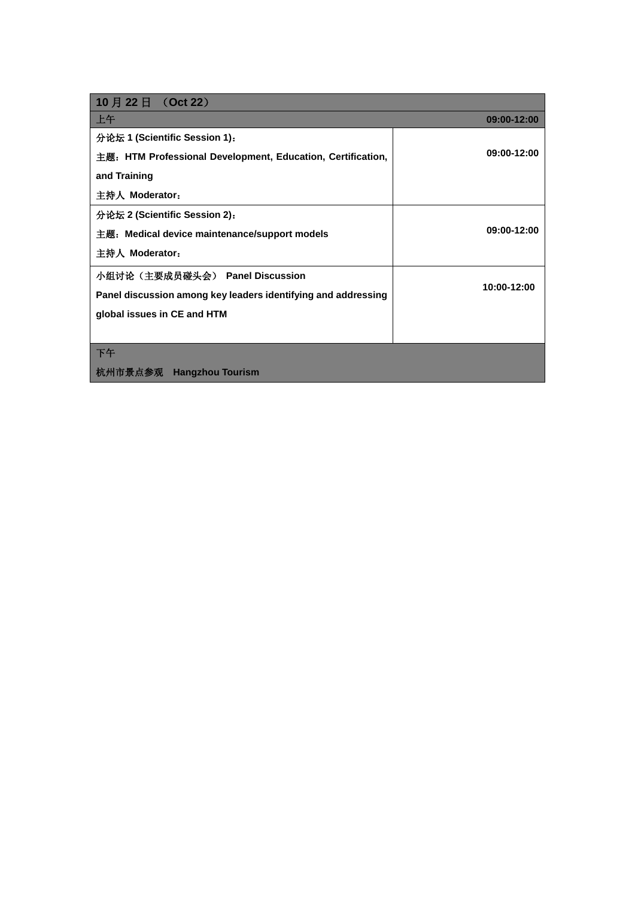| | |
|---|---|
| **10 月 22 日 （Oct 22）** | |
| 上午 | **09:00-12:00** |
| **分论坛 1 (Scientific Session 1)：**<br>**主题：HTM Professional Development, Education, Certification, and Training**<br>**主持人 Moderator：** | **09:00-12:00** |
| **分论坛 2 (Scientific Session 2)：**<br>**主题：Medical device maintenance/support models**<br>**主持人 Moderator：** | **09:00-12:00** |
| **小组讨论（主要成员碰头会） Panel Discussion**<br>**Panel discussion among key leaders identifying and addressing global issues in CE and HTM** | **10:00-12:00** |
| 下午<br>**杭州市景点参观 Hangzhou Tourism** | |